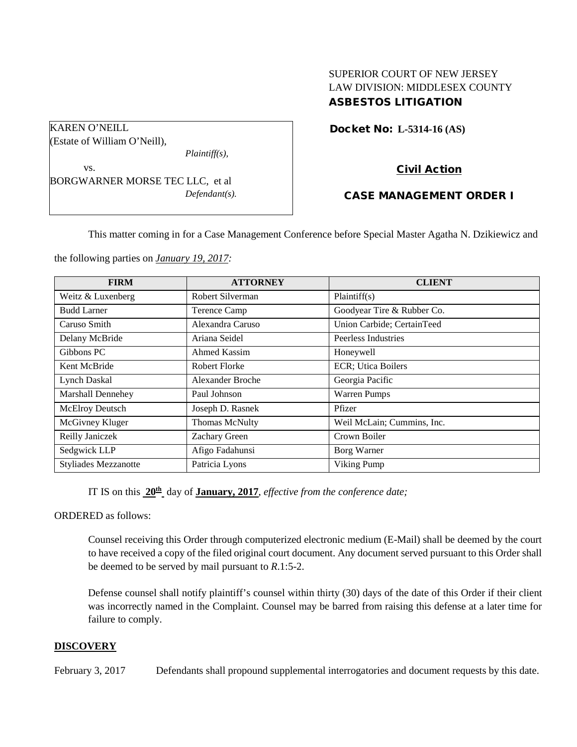SUPERIOR COURT OF NEW JERSEY
LAW DIVISION: MIDDLESEX COUNTY
**ASBESTOS LITIGATION**

KAREN O'NEILL
(Estate of William O'Neill),
*Plaintiff(s),*

vs.

BORGWARNER MORSE TEC LLC, et al
*Defendant(s).*

**Docket No: L-5314-16 (AS)**

**Civil Action**

**CASE MANAGEMENT ORDER I**

This matter coming in for a Case Management Conference before Special Master Agatha N. Dzikiewicz and the following parties on *January 19, 2017:*

| FIRM | ATTORNEY | CLIENT |
| --- | --- | --- |
| Weitz & Luxenberg | Robert Silverman | Plaintiff(s) |
| Budd Larner | Terence Camp | Goodyear Tire & Rubber Co. |
| Caruso Smith | Alexandra Caruso | Union Carbide; CertainTeed |
| Delany McBride | Ariana Seidel | Peerless Industries |
| Gibbons PC | Ahmed Kassim | Honeywell |
| Kent McBride | Robert Florke | ECR; Utica Boilers |
| Lynch Daskal | Alexander Broche | Georgia Pacific |
| Marshall Dennehey | Paul Johnson | Warren Pumps |
| McElroy Deutsch | Joseph D. Rasnek | Pfizer |
| McGivney Kluger | Thomas McNulty | Weil McLain; Cummins, Inc. |
| Reilly Janiczek | Zachary Green | Crown Boiler |
| Sedgwick LLP | Afigo Fadahunsi | Borg Warner |
| Styliades Mezzanotte | Patricia Lyons | Viking Pump |

IT IS on this **20th** day of **January, 2017**, *effective from the conference date;*

ORDERED as follows:

Counsel receiving this Order through computerized electronic medium (E-Mail) shall be deemed by the court to have received a copy of the filed original court document. Any document served pursuant to this Order shall be deemed to be served by mail pursuant to *R*.1:5-2.

Defense counsel shall notify plaintiff's counsel within thirty (30) days of the date of this Order if their client was incorrectly named in the Complaint. Counsel may be barred from raising this defense at a later time for failure to comply.

## DISCOVERY

February 3, 2017 Defendants shall propound supplemental interrogatories and document requests by this date.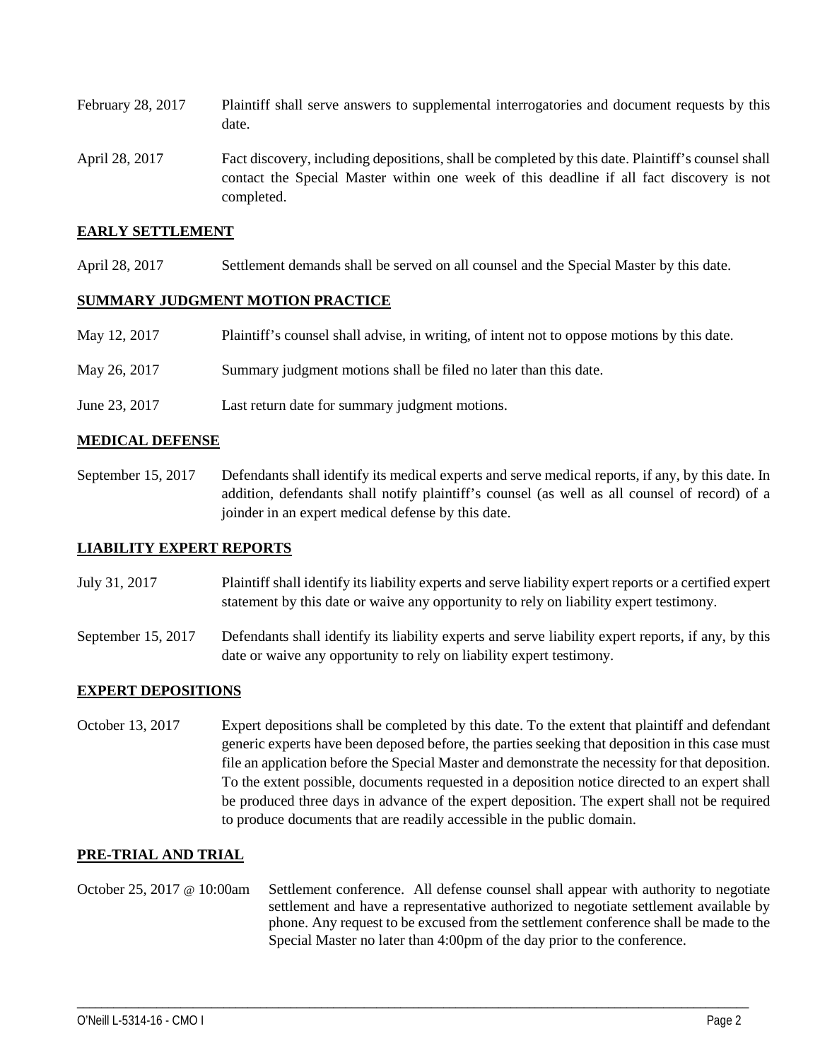February 28, 2017 Plaintiff shall serve answers to supplemental interrogatories and document requests by this date.

April 28, 2017 Fact discovery, including depositions, shall be completed by this date. Plaintiff's counsel shall contact the Special Master within one week of this deadline if all fact discovery is not completed.

## EARLY SETTLEMENT

April 28, 2017 Settlement demands shall be served on all counsel and the Special Master by this date.

## SUMMARY JUDGMENT MOTION PRACTICE

May 12, 2017 Plaintiff's counsel shall advise, in writing, of intent not to oppose motions by this date.

May 26, 2017 Summary judgment motions shall be filed no later than this date.

June 23, 2017 Last return date for summary judgment motions.

## MEDICAL DEFENSE

September 15, 2017 Defendants shall identify its medical experts and serve medical reports, if any, by this date. In addition, defendants shall notify plaintiff's counsel (as well as all counsel of record) of a joinder in an expert medical defense by this date.

## LIABILITY EXPERT REPORTS

July 31, 2017 Plaintiff shall identify its liability experts and serve liability expert reports or a certified expert statement by this date or waive any opportunity to rely on liability expert testimony.

September 15, 2017 Defendants shall identify its liability experts and serve liability expert reports, if any, by this date or waive any opportunity to rely on liability expert testimony.

## EXPERT DEPOSITIONS

October 13, 2017 Expert depositions shall be completed by this date. To the extent that plaintiff and defendant generic experts have been deposed before, the parties seeking that deposition in this case must file an application before the Special Master and demonstrate the necessity for that deposition. To the extent possible, documents requested in a deposition notice directed to an expert shall be produced three days in advance of the expert deposition. The expert shall not be required to produce documents that are readily accessible in the public domain.

## PRE-TRIAL AND TRIAL

October 25, 2017 @ 10:00am Settlement conference. All defense counsel shall appear with authority to negotiate settlement and have a representative authorized to negotiate settlement available by phone. Any request to be excused from the settlement conference shall be made to the Special Master no later than 4:00pm of the day prior to the conference.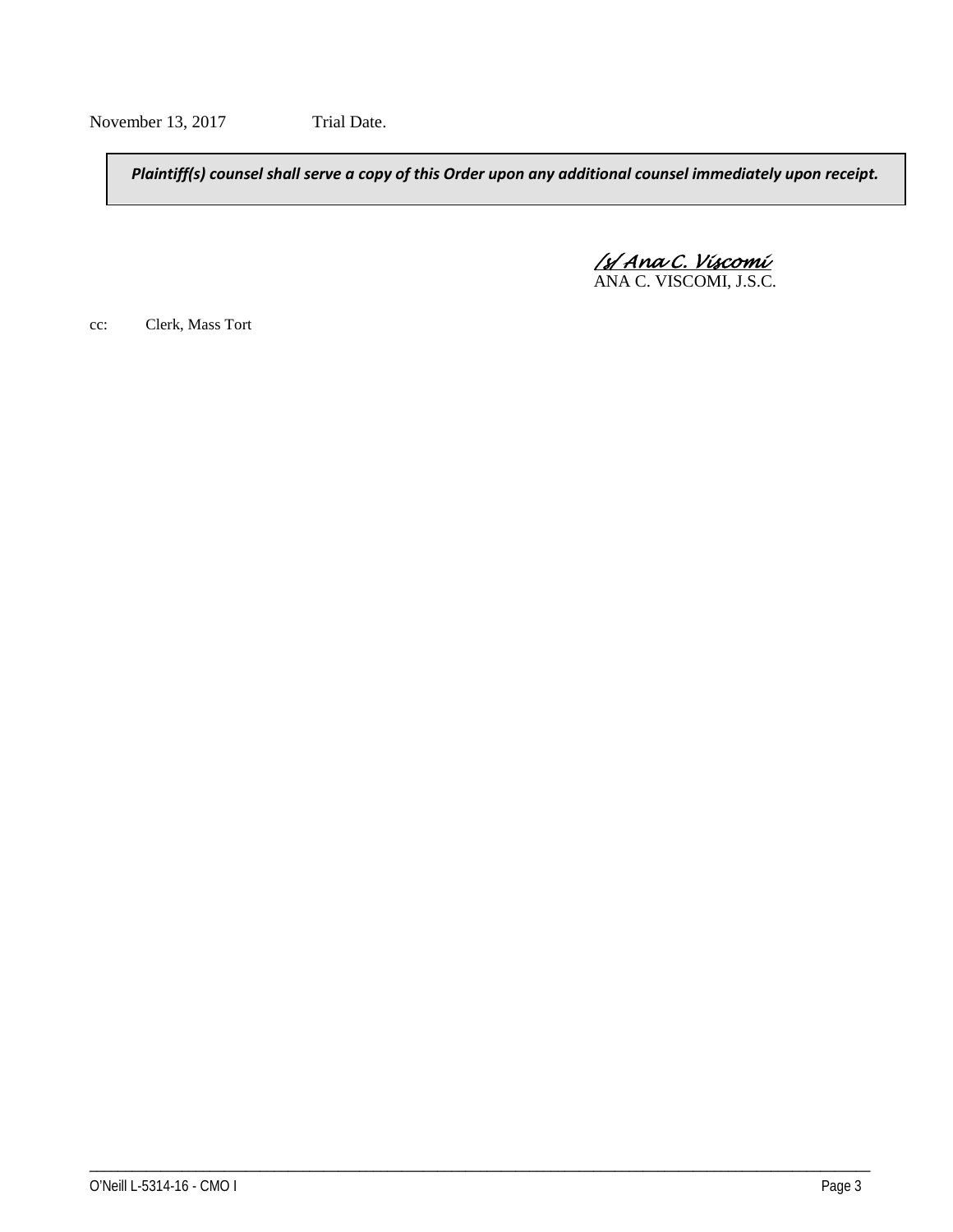November 13, 2017 Trial Date.

***Plaintiff(s) counsel shall serve a copy of this Order upon any additional counsel immediately upon receipt.***

*/s/ Ana C. Viscomi*
ANA C. VISCOMI, J.S.C.

cc: Clerk, Mass Tort